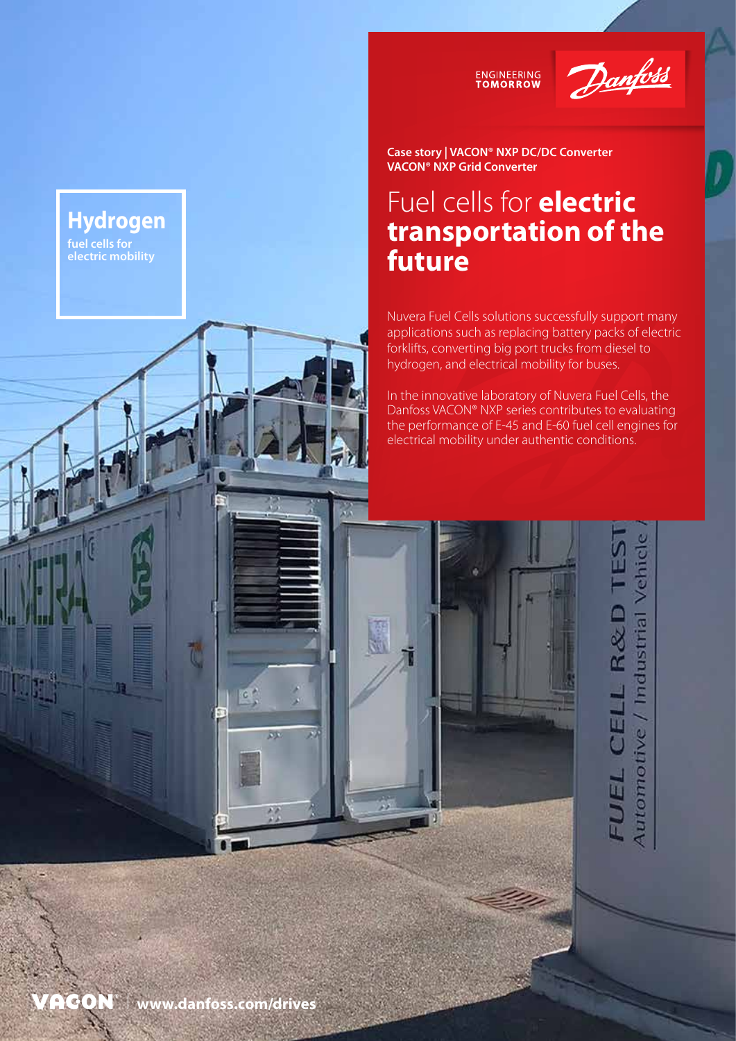ENGINEERING TOMORROW

Danfoss

**Case story | VACON® NXP DC/DC Converter**
**VACON® NXP Grid Converter**

# Fuel cells for **electric transportation of the future**

## Hydrogen

**fuel cells for electric mobility**

Nuvera Fuel Cells solutions successfully support many applications such as replacing battery packs of electric forklifts, converting big port trucks from diesel to hydrogen, and electrical mobility for buses.

In the innovative laboratory of Nuvera Fuel Cells, the Danfoss VACON® NXP series contributes to evaluating the performance of E-45 and E-60 fuel cell engines for electrical mobility under authentic conditions.

VACON® | **www.danfoss.com/drives**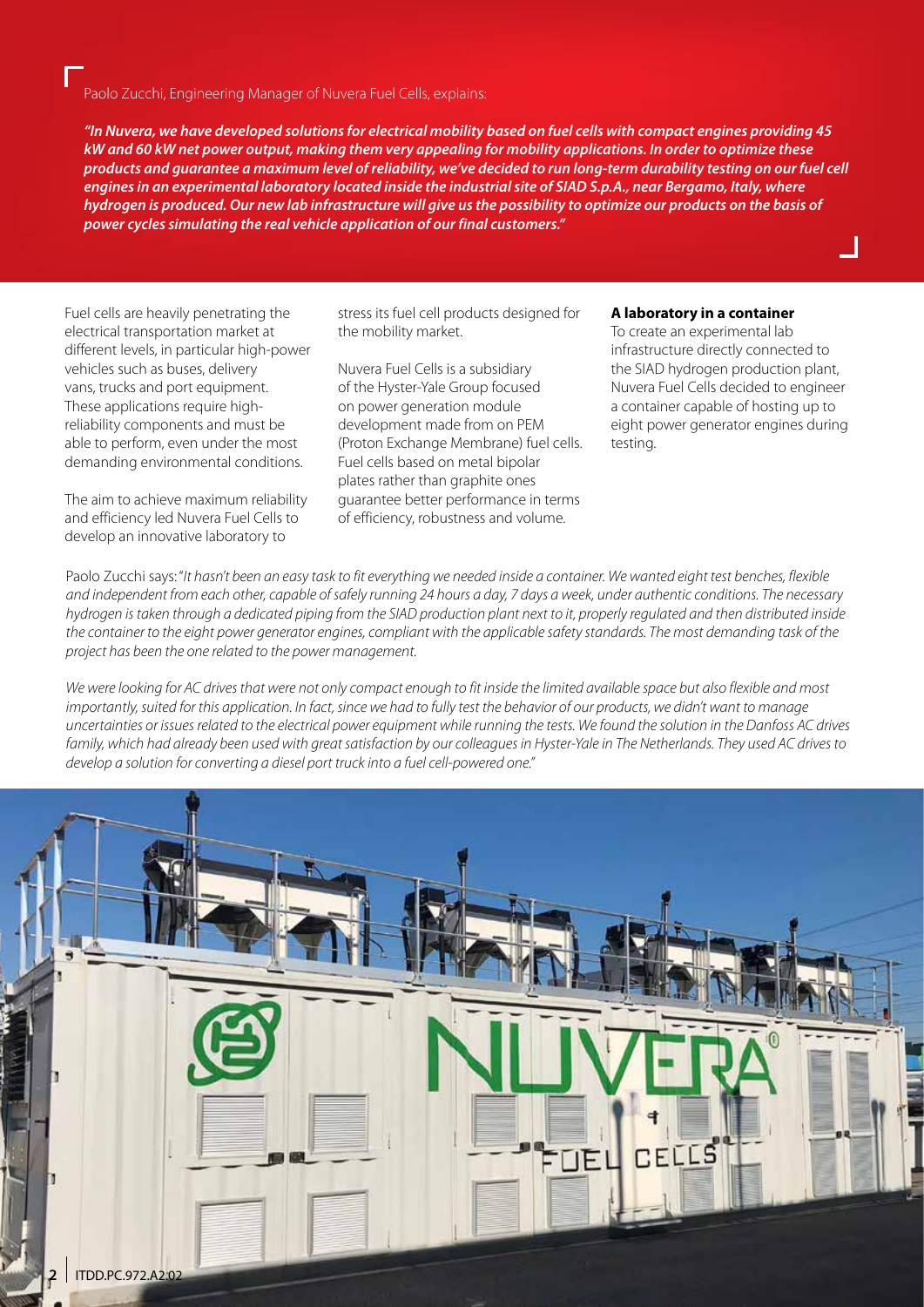Paolo Zucchi, Engineering Manager of Nuvera Fuel Cells, explains:

***"In Nuvera, we have developed solutions for electrical mobility based on fuel cells with compact engines providing 45 kW and 60 kW net power output, making them very appealing for mobility applications. In order to optimize these products and guarantee a maximum level of reliability, we've decided to run long-term durability testing on our fuel cell engines in an experimental laboratory located inside the industrial site of SIAD S.p.A., near Bergamo, Italy, where hydrogen is produced. Our new lab infrastructure will give us the possibility to optimize our products on the basis of power cycles simulating the real vehicle application of our final customers."***

Fuel cells are heavily penetrating the electrical transportation market at different levels, in particular high-power vehicles such as buses, delivery vans, trucks and port equipment. These applications require high-reliability components and must be able to perform, even under the most demanding environmental conditions.

The aim to achieve maximum reliability and efficiency led Nuvera Fuel Cells to develop an innovative laboratory to stress its fuel cell products designed for the mobility market.

Nuvera Fuel Cells is a subsidiary of the Hyster-Yale Group focused on power generation module development made from on PEM (Proton Exchange Membrane) fuel cells. Fuel cells based on metal bipolar plates rather than graphite ones guarantee better performance in terms of efficiency, robustness and volume.

**A laboratory in a container**

To create an experimental lab infrastructure directly connected to the SIAD hydrogen production plant, Nuvera Fuel Cells decided to engineer a container capable of hosting up to eight power generator engines during testing.

Paolo Zucchi says: "*It hasn't been an easy task to fit everything we needed inside a container. We wanted eight test benches, flexible and independent from each other, capable of safely running 24 hours a day, 7 days a week, under authentic conditions. The necessary hydrogen is taken through a dedicated piping from the SIAD production plant next to it, properly regulated and then distributed inside the container to the eight power generator engines, compliant with the applicable safety standards. The most demanding task of the project has been the one related to the power management.*

*We were looking for AC drives that were not only compact enough to fit inside the limited available space but also flexible and most importantly, suited for this application. In fact, since we had to fully test the behavior of our products, we didn't want to manage uncertainties or issues related to the electrical power equipment while running the tests. We found the solution in the Danfoss AC drives family, which had already been used with great satisfaction by our colleagues in Hyster-Yale in The Netherlands. They used AC drives to develop a solution for converting a diesel port truck into a fuel cell-powered one.*"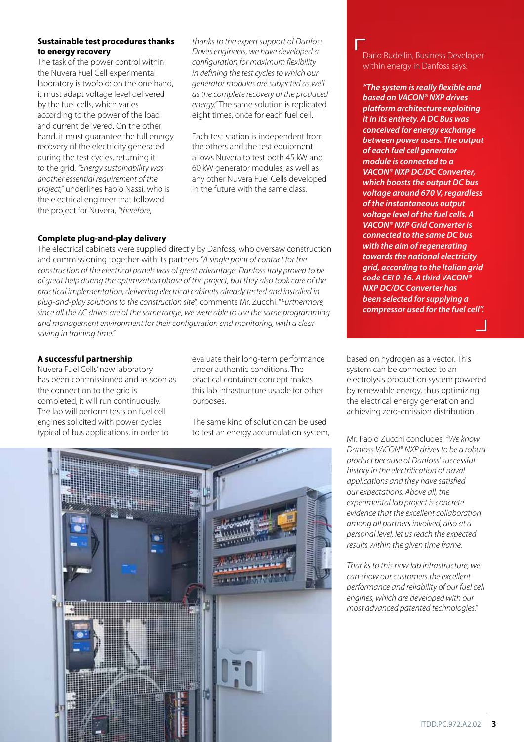### Sustainable test procedures thanks to energy recovery

The task of the power control within the Nuvera Fuel Cell experimental laboratory is twofold: on the one hand, it must adapt voltage level delivered by the fuel cells, which varies according to the power of the load and current delivered. On the other hand, it must guarantee the full energy recovery of the electricity generated during the test cycles, returning it to the grid. *"Energy sustainability was another essential requirement of the project,"* underlines Fabio Nassi, who is the electrical engineer that followed the project for Nuvera, *"therefore, thanks to the expert support of Danfoss Drives engineers, we have developed a configuration for maximum flexibility in defining the test cycles to which our generator modules are subjected as well as the complete recovery of the produced energy."* The same solution is replicated eight times, once for each fuel cell.

Each test station is independent from the others and the test equipment allows Nuvera to test both 45 kW and 60 kW generator modules, as well as any other Nuvera Fuel Cells developed in the future with the same class.

### Complete plug-and-play delivery

The electrical cabinets were supplied directly by Danfoss, who oversaw construction and commissioning together with its partners. "*A single point of contact for the construction of the electrical panels was of great advantage. Danfoss Italy proved to be of great help during the optimization phase of the project, but they also took care of the practical implementation, delivering electrical cabinets already tested and installed in plug-and-play solutions to the construction site*", comments Mr. Zucchi. "*Furthermore, since all the AC drives are of the same range, we were able to use the same programming and management environment for their configuration and monitoring, with a clear saving in training time.*"

### A successful partnership

Nuvera Fuel Cells' new laboratory has been commissioned and as soon as the connection to the grid is completed, it will run continuously. The lab will perform tests on fuel cell engines solicited with power cycles typical of bus applications, in order to evaluate their long-term performance under authentic conditions. The practical container concept makes this lab infrastructure usable for other purposes.

The same kind of solution can be used to test an energy accumulation system, based on hydrogen as a vector. This system can be connected to an electrolysis production system powered by renewable energy, thus optimizing the electrical energy generation and achieving zero-emission distribution.

Dario Rudellin, Business Developer within energy in Danfoss says:

***"The system is really flexible and based on VACON® NXP drives platform architecture exploiting it in its entirety. A DC Bus was conceived for energy exchange between power users. The output of each fuel cell generator module is connected to a VACON® NXP DC/DC Converter, which boosts the output DC bus voltage around 670 V, regardless of the instantaneous output voltage level of the fuel cells. A VACON® NXP Grid Converter is connected to the same DC bus with the aim of regenerating towards the national electricity grid, according to the Italian grid code CEI 0-16. A third VACON® NXP DC/DC Converter has been selected for supplying a compressor used for the fuel cell".***

Mr. Paolo Zucchi concludes: *"We know Danfoss VACON® NXP drives to be a robust product because of Danfoss' successful history in the electrification of naval applications and they have satisfied our expectations. Above all, the experimental lab project is concrete evidence that the excellent collaboration among all partners involved, also at a personal level, let us reach the expected results within the given time frame.*

*Thanks to this new lab infrastructure, we can show our customers the excellent performance and reliability of our fuel cell engines, which are developed with our most advanced patented technologies."*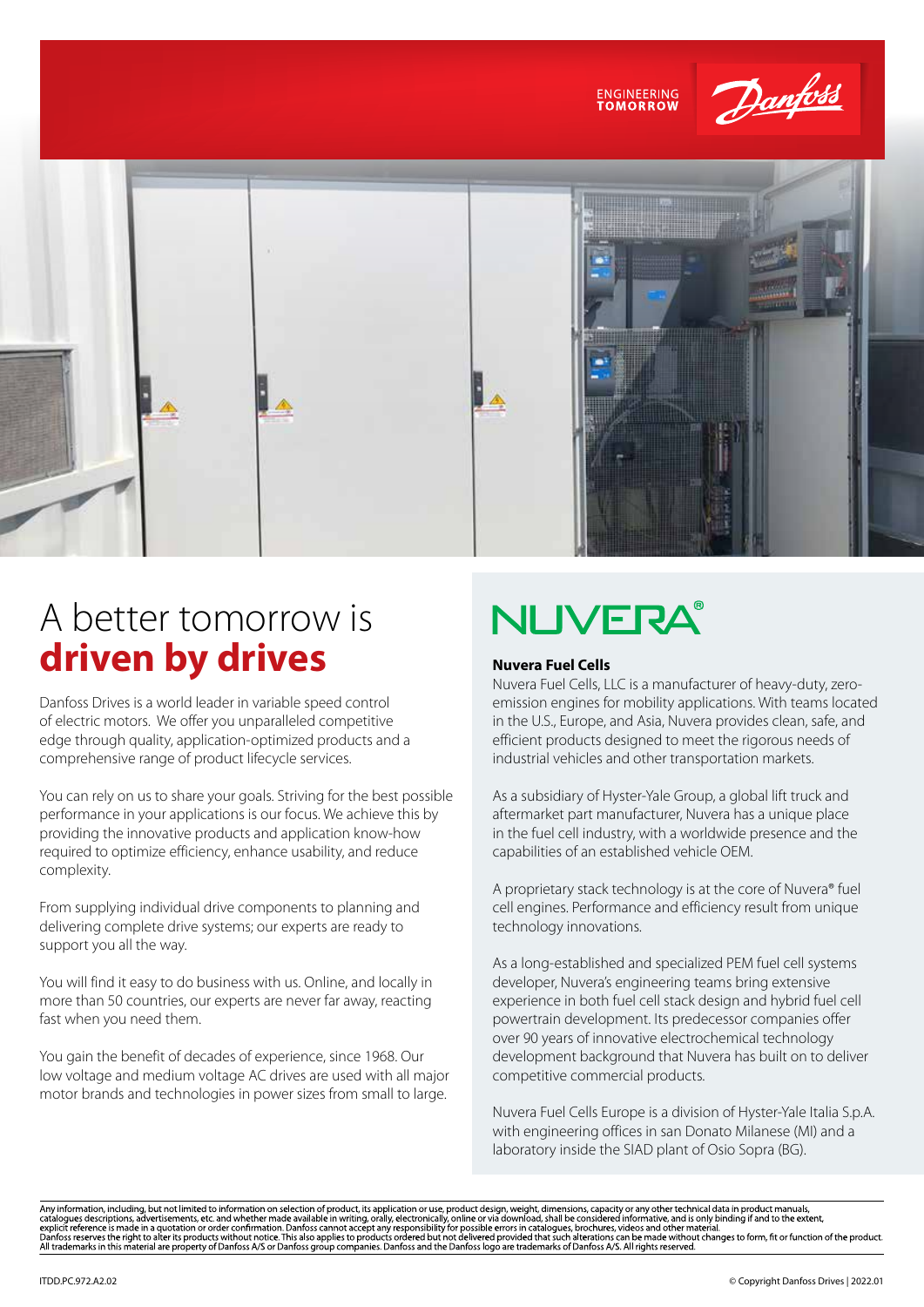ENGINEERING TOMORROW

# A better tomorrow is **driven by drives**

Danfoss Drives is a world leader in variable speed control of electric motors. We offer you unparalleled competitive edge through quality, application-optimized products and a comprehensive range of product lifecycle services.

You can rely on us to share your goals. Striving for the best possible performance in your applications is our focus. We achieve this by providing the innovative products and application know-how required to optimize efficiency, enhance usability, and reduce complexity.

From supplying individual drive components to planning and delivering complete drive systems; our experts are ready to support you all the way.

You will find it easy to do business with us. Online, and locally in more than 50 countries, our experts are never far away, reacting fast when you need them.

You gain the benefit of decades of experience, since 1968. Our low voltage and medium voltage AC drives are used with all major motor brands and technologies in power sizes from small to large.

NUVERA®

### Nuvera Fuel Cells

Nuvera Fuel Cells, LLC is a manufacturer of heavy-duty, zero-emission engines for mobility applications. With teams located in the U.S., Europe, and Asia, Nuvera provides clean, safe, and efficient products designed to meet the rigorous needs of industrial vehicles and other transportation markets.

As a subsidiary of Hyster-Yale Group, a global lift truck and aftermarket part manufacturer, Nuvera has a unique place in the fuel cell industry, with a worldwide presence and the capabilities of an established vehicle OEM.

A proprietary stack technology is at the core of Nuvera® fuel cell engines. Performance and efficiency result from unique technology innovations.

As a long-established and specialized PEM fuel cell systems developer, Nuvera's engineering teams bring extensive experience in both fuel cell stack design and hybrid fuel cell powertrain development. Its predecessor companies offer over 90 years of innovative electrochemical technology development background that Nuvera has built on to deliver competitive commercial products.

Nuvera Fuel Cells Europe is a division of Hyster-Yale Italia S.p.A. with engineering offices in san Donato Milanese (MI) and a laboratory inside the SIAD plant of Osio Sopra (BG).

Any information, including, but not limited to information on selection of product, its application or use, product design, weight, dimensions, capacity or any other technical data in product manuals, catalogues descriptions, advertisements, etc. and whether made available in writing, orally, electronically, online or via download, shall be considered informative, and is only binding if and to the extent, explicit reference is made in a quotation or order confirmation. Danfoss cannot accept any responsibility for possible errors in catalogues, brochures, videos and other material. Danfoss reserves the right to alter its products without notice. This also applies to products ordered but not delivered provided that such alterations can be made without changes to form, fit or function of the product. All trademarks in this material are property of Danfoss A/S or Danfoss group companies. Danfoss and the Danfoss logo are trademarks of Danfoss A/S. All rights reserved.

ITDD.PC.972.A2.02

© Copyright Danfoss Drives | 2022.01